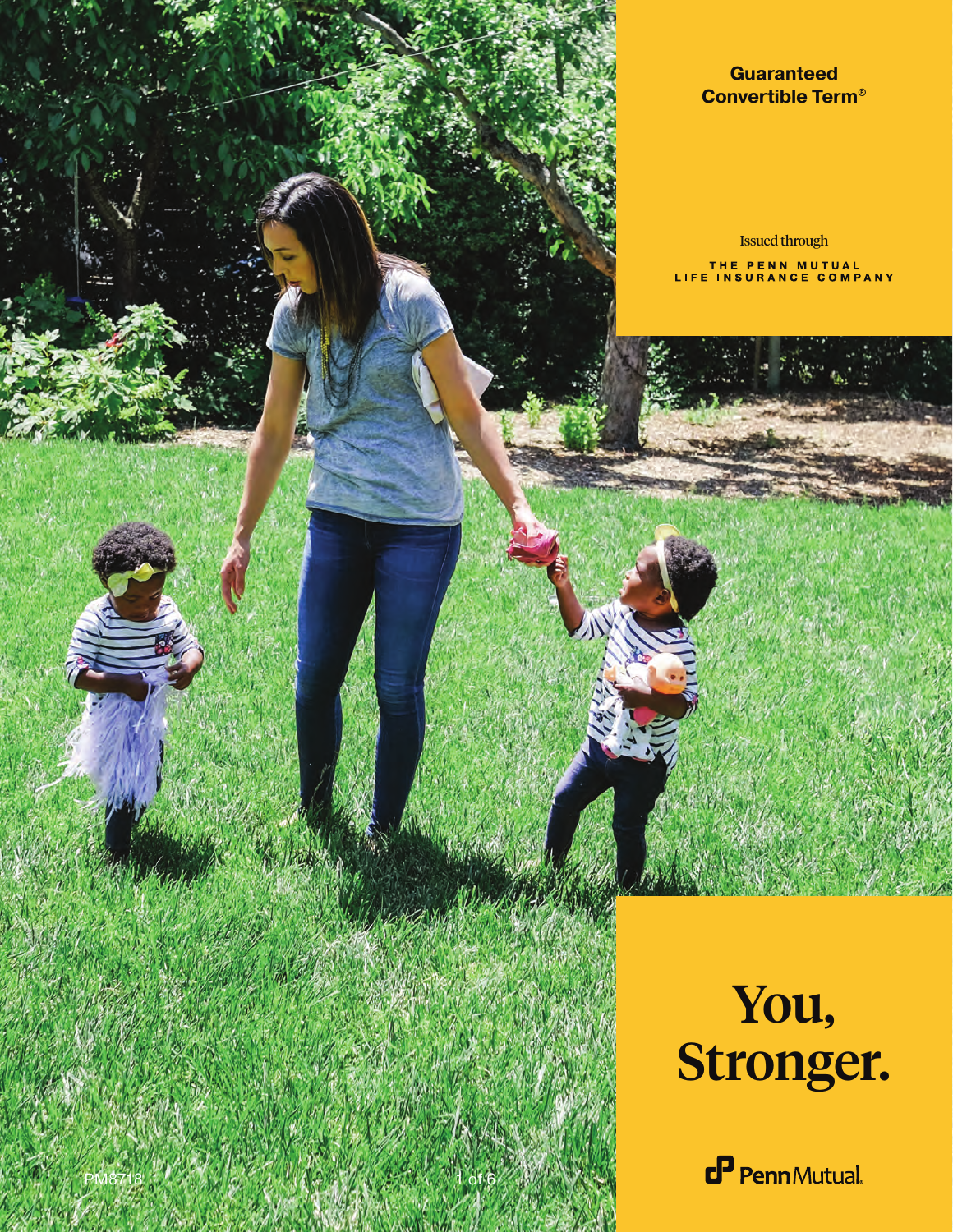**Guaranteed Convertible Term®**

Issued through

THE PENN MUTUAL LIFE INSURANCE COMPANY

# You, Stronger.

Penn Mutual

PM8718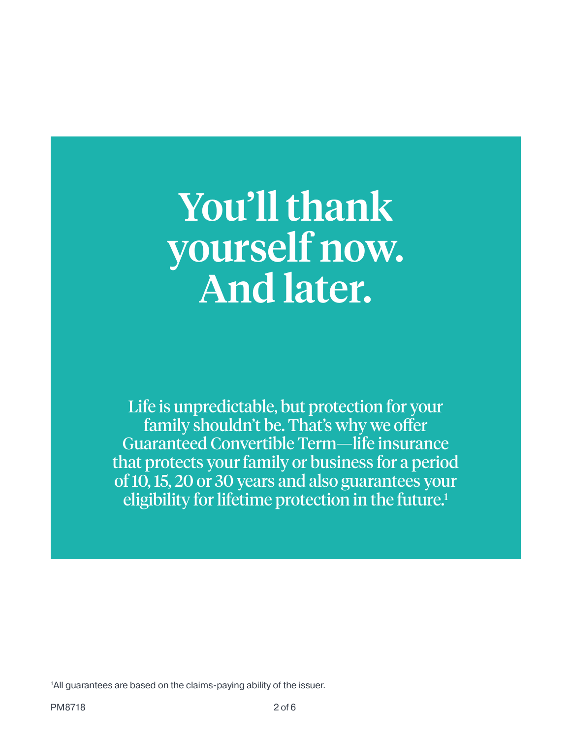# You'll thank yourself now. And later.

Life is unpredictable, but protection for your family shouldn't be. That's why we offer Guaranteed Convertible Term—life insurance that protects your family or business for a period of 10, 15, 20 or 30 years and also guarantees your eligibility for lifetime protection in the future.[1]

[1]All guarantees are based on the claims-paying ability of the issuer.

PM8718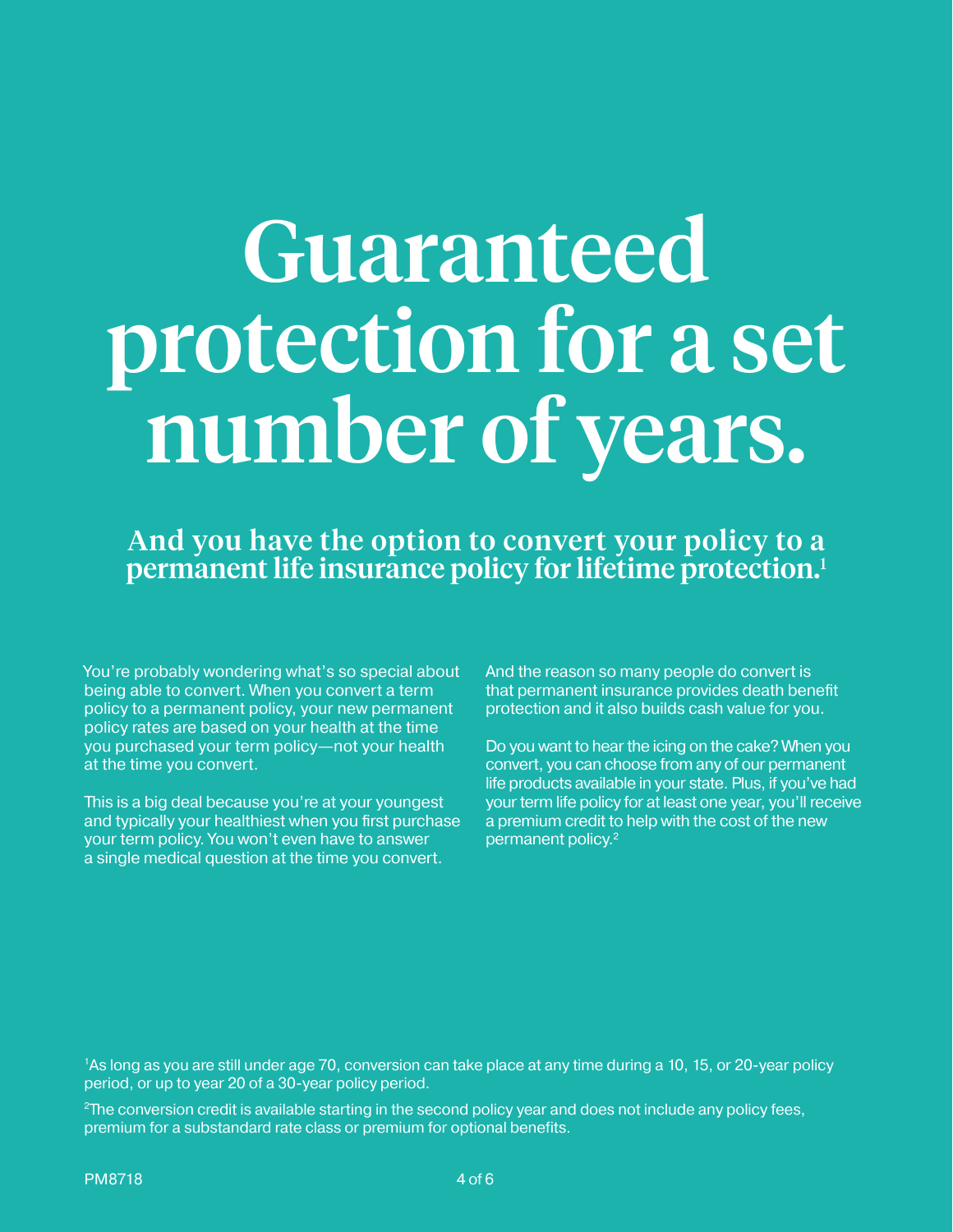# Guaranteed protection for a set number of years.

## And you have the option to convert your policy to a permanent life insurance policy for lifetime protection.[1]

You're probably wondering what's so special about being able to convert. When you convert a term policy to a permanent policy, your new permanent policy rates are based on your health at the time you purchased your term policy—not your health at the time you convert.

This is a big deal because you're at your youngest and typically your healthiest when you first purchase your term policy. You won't even have to answer a single medical question at the time you convert.

And the reason so many people do convert is that permanent insurance provides death benefit protection and it also builds cash value for you.

Do you want to hear the icing on the cake? When you convert, you can choose from any of our permanent life products available in your state. Plus, if you've had your term life policy for at least one year, you'll receive a premium credit to help with the cost of the new permanent policy.[2]

[1]As long as you are still under age 70, conversion can take place at any time during a 10, 15, or 20-year policy period, or up to year 20 of a 30-year policy period.

[2]The conversion credit is available starting in the second policy year and does not include any policy fees, premium for a substandard rate class or premium for optional benefits.

PM8718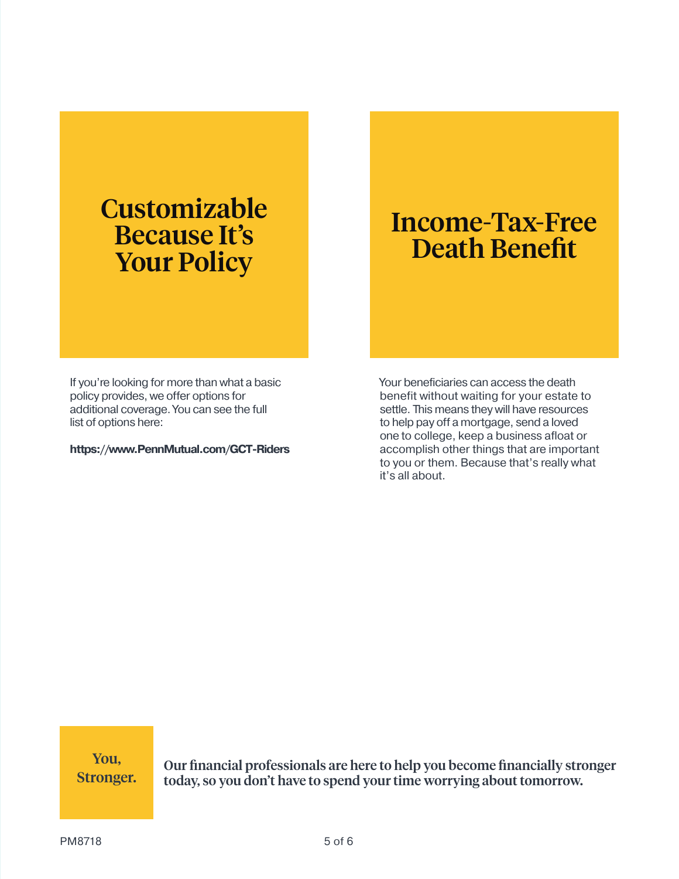## Customizable Because It's Your Policy

If you're looking for more than what a basic policy provides, we offer options for additional coverage. You can see the full list of options here:

**https://www.PennMutual.com/GCT-Riders**

## Income-Tax-Free Death Benefit

Your beneficiaries can access the death benefit without waiting for your estate to settle. This means they will have resources to help pay off a mortgage, send a loved one to college, keep a business afloat or accomplish other things that are important to you or them. Because that's really what it's all about.

**You, Stronger.**

**Our financial professionals are here to help you become financially stronger today, so you don't have to spend your time worrying about tomorrow.**

PM8718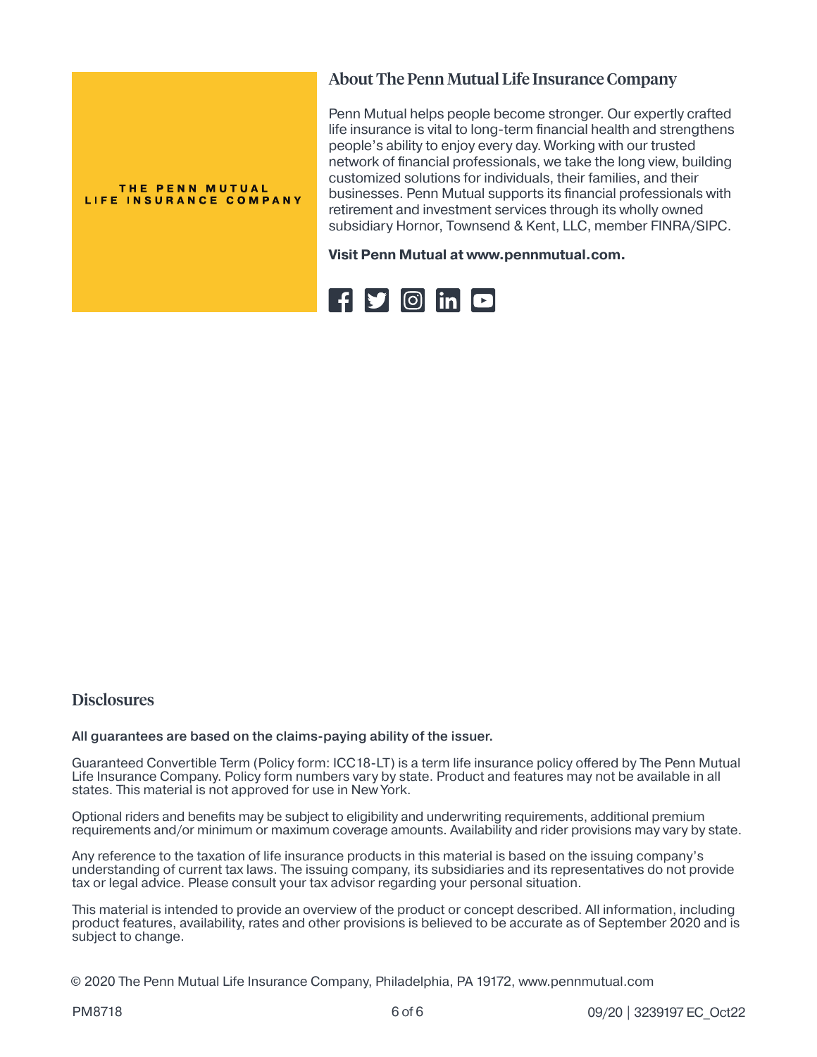THE PENN MUTUAL
LIFE INSURANCE COMPANY

## About The Penn Mutual Life Insurance Company

Penn Mutual helps people become stronger. Our expertly crafted life insurance is vital to long-term financial health and strengthens people's ability to enjoy every day. Working with our trusted network of financial professionals, we take the long view, building customized solutions for individuals, their families, and their businesses. Penn Mutual supports its financial professionals with retirement and investment services through its wholly owned subsidiary Hornor, Townsend & Kent, LLC, member FINRA/SIPC.

**Visit Penn Mutual at www.pennmutual.com.**

## Disclosures

**All guarantees are based on the claims-paying ability of the issuer.**

Guaranteed Convertible Term (Policy form: ICC18-LT) is a term life insurance policy offered by The Penn Mutual Life Insurance Company. Policy form numbers vary by state. Product and features may not be available in all states. This material is not approved for use in New York.

Optional riders and benefits may be subject to eligibility and underwriting requirements, additional premium requirements and/or minimum or maximum coverage amounts. Availability and rider provisions may vary by state.

Any reference to the taxation of life insurance products in this material is based on the issuing company's understanding of current tax laws. The issuing company, its subsidiaries and its representatives do not provide tax or legal advice. Please consult your tax advisor regarding your personal situation.

This material is intended to provide an overview of the product or concept described. All information, including product features, availability, rates and other provisions is believed to be accurate as of September 2020 and is subject to change.

© 2020 The Penn Mutual Life Insurance Company, Philadelphia, PA 19172, www.pennmutual.com

PM8718 | 09/20 | 3239197 EC_Oct22